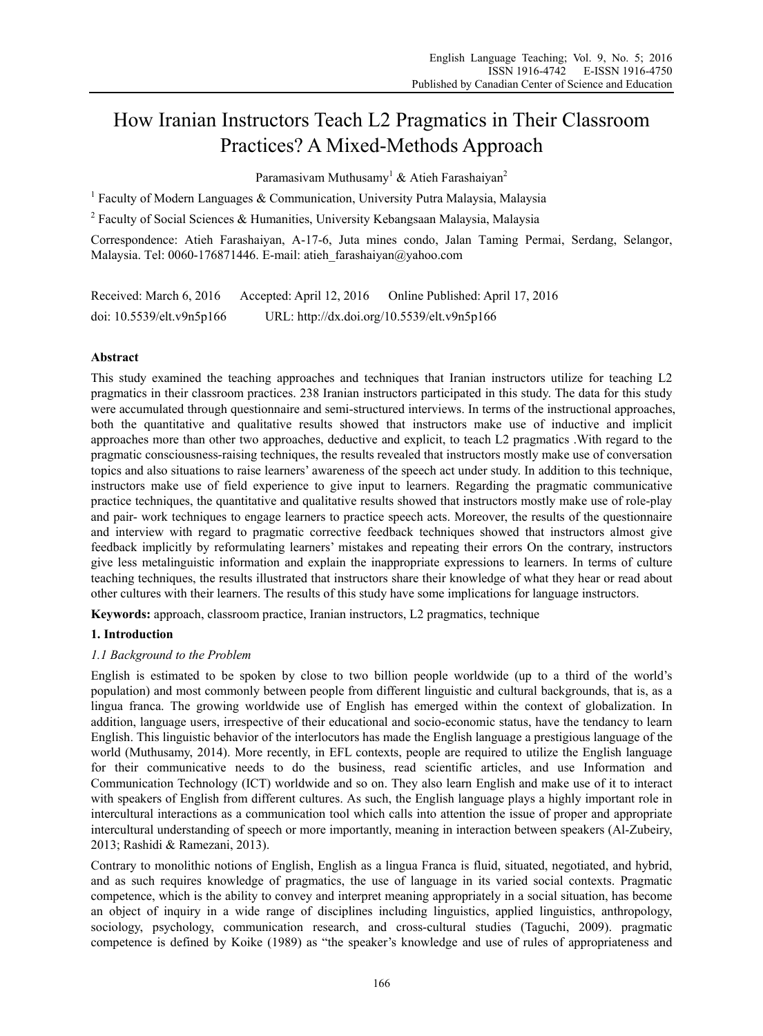# How Iranian Instructors Teach L2 Pragmatics in Their Classroom Practices? A Mixed-Methods Approach

Paramasivam Muthusamy[1] & Atieh Farashaiyan[2]

[1] Faculty of Modern Languages & Communication, University Putra Malaysia, Malaysia

[2] Faculty of Social Sciences & Humanities, University Kebangsaan Malaysia, Malaysia

Correspondence: Atieh Farashaiyan, A-17-6, Juta mines condo, Jalan Taming Permai, Serdang, Selangor, Malaysia. Tel: 0060-176871446. E-mail: atieh_farashaiyan@yahoo.com

Received: March 6, 2016 Accepted: April 12, 2016 Online Published: April 17, 2016

doi: 10.5539/elt.v9n5p166 URL: http://dx.doi.org/10.5539/elt.v9n5p166

## Abstract

This study examined the teaching approaches and techniques that Iranian instructors utilize for teaching L2 pragmatics in their classroom practices. 238 Iranian instructors participated in this study. The data for this study were accumulated through questionnaire and semi-structured interviews. In terms of the instructional approaches, both the quantitative and qualitative results showed that instructors make use of inductive and implicit approaches more than other two approaches, deductive and explicit, to teach L2 pragmatics .With regard to the pragmatic consciousness-raising techniques, the results revealed that instructors mostly make use of conversation topics and also situations to raise learners' awareness of the speech act under study. In addition to this technique, instructors make use of field experience to give input to learners. Regarding the pragmatic communicative practice techniques, the quantitative and qualitative results showed that instructors mostly make use of role-play and pair- work techniques to engage learners to practice speech acts. Moreover, the results of the questionnaire and interview with regard to pragmatic corrective feedback techniques showed that instructors almost give feedback implicitly by reformulating learners' mistakes and repeating their errors On the contrary, instructors give less metalinguistic information and explain the inappropriate expressions to learners. In terms of culture teaching techniques, the results illustrated that instructors share their knowledge of what they hear or read about other cultures with their learners. The results of this study have some implications for language instructors.

**Keywords:** approach, classroom practice, Iranian instructors, L2 pragmatics, technique

## 1. Introduction

### *1.1 Background to the Problem*

English is estimated to be spoken by close to two billion people worldwide (up to a third of the world's population) and most commonly between people from different linguistic and cultural backgrounds, that is, as a lingua franca. The growing worldwide use of English has emerged within the context of globalization. In addition, language users, irrespective of their educational and socio-economic status, have the tendancy to learn English. This linguistic behavior of the interlocutors has made the English language a prestigious language of the world (Muthusamy, 2014). More recently, in EFL contexts, people are required to utilize the English language for their communicative needs to do the business, read scientific articles, and use Information and Communication Technology (ICT) worldwide and so on. They also learn English and make use of it to interact with speakers of English from different cultures. As such, the English language plays a highly important role in intercultural interactions as a communication tool which calls into attention the issue of proper and appropriate intercultural understanding of speech or more importantly, meaning in interaction between speakers (Al-Zubeiry, 2013; Rashidi & Ramezani, 2013).

Contrary to monolithic notions of English, English as a lingua Franca is fluid, situated, negotiated, and hybrid, and as such requires knowledge of pragmatics, the use of language in its varied social contexts. Pragmatic competence, which is the ability to convey and interpret meaning appropriately in a social situation, has become an object of inquiry in a wide range of disciplines including linguistics, applied linguistics, anthropology, sociology, psychology, communication research, and cross-cultural studies (Taguchi, 2009). pragmatic competence is defined by Koike (1989) as "the speaker's knowledge and use of rules of appropriateness and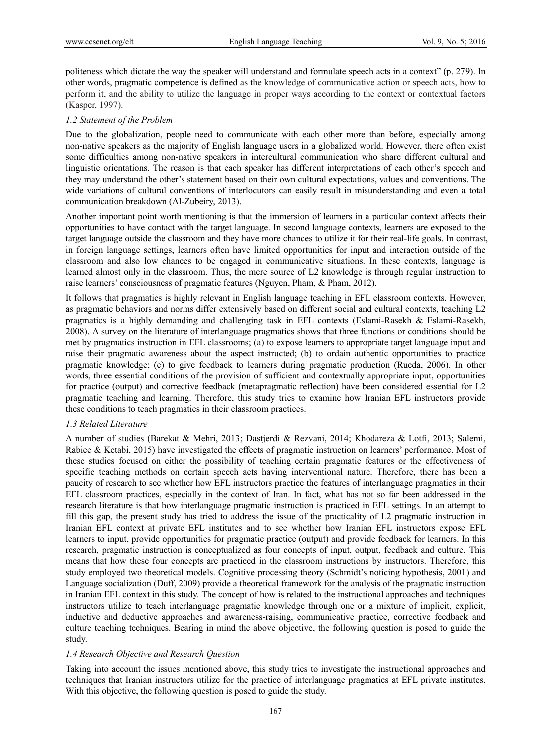politeness which dictate the way the speaker will understand and formulate speech acts in a context" (p. 279). In other words, pragmatic competence is defined as the knowledge of communicative action or speech acts, how to perform it, and the ability to utilize the language in proper ways according to the context or contextual factors (Kasper, 1997).

### *1.2 Statement of the Problem*

Due to the globalization, people need to communicate with each other more than before, especially among non-native speakers as the majority of English language users in a globalized world. However, there often exist some difficulties among non-native speakers in intercultural communication who share different cultural and linguistic orientations. The reason is that each speaker has different interpretations of each other's speech and they may understand the other's statement based on their own cultural expectations, values and conventions. The wide variations of cultural conventions of interlocutors can easily result in misunderstanding and even a total communication breakdown (Al-Zubeiry, 2013).

Another important point worth mentioning is that the immersion of learners in a particular context affects their opportunities to have contact with the target language. In second language contexts, learners are exposed to the target language outside the classroom and they have more chances to utilize it for their real-life goals. In contrast, in foreign language settings, learners often have limited opportunities for input and interaction outside of the classroom and also low chances to be engaged in communicative situations. In these contexts, language is learned almost only in the classroom. Thus, the mere source of L2 knowledge is through regular instruction to raise learners' consciousness of pragmatic features (Nguyen, Pham, & Pham, 2012).

It follows that pragmatics is highly relevant in English language teaching in EFL classroom contexts. However, as pragmatic behaviors and norms differ extensively based on different social and cultural contexts, teaching L2 pragmatics is a highly demanding and challenging task in EFL contexts (Eslami-Rasekh & Eslami-Rasekh, 2008). A survey on the literature of interlanguage pragmatics shows that three functions or conditions should be met by pragmatics instruction in EFL classrooms; (a) to expose learners to appropriate target language input and raise their pragmatic awareness about the aspect instructed; (b) to ordain authentic opportunities to practice pragmatic knowledge; (c) to give feedback to learners during pragmatic production (Rueda, 2006). In other words, three essential conditions of the provision of sufficient and contextually appropriate input, opportunities for practice (output) and corrective feedback (metapragmatic reflection) have been considered essential for L2 pragmatic teaching and learning. Therefore, this study tries to examine how Iranian EFL instructors provide these conditions to teach pragmatics in their classroom practices.

### *1.3 Related Literature*

A number of studies (Barekat & Mehri, 2013; Dastjerdi & Rezvani, 2014; Khodareza & Lotfi, 2013; Salemi, Rabiee & Ketabi, 2015) have investigated the effects of pragmatic instruction on learners' performance. Most of these studies focused on either the possibility of teaching certain pragmatic features or the effectiveness of specific teaching methods on certain speech acts having interventional nature. Therefore, there has been a paucity of research to see whether how EFL instructors practice the features of interlanguage pragmatics in their EFL classroom practices, especially in the context of Iran. In fact, what has not so far been addressed in the research literature is that how interlanguage pragmatic instruction is practiced in EFL settings. In an attempt to fill this gap, the present study has tried to address the issue of the practicality of L2 pragmatic instruction in Iranian EFL context at private EFL institutes and to see whether how Iranian EFL instructors expose EFL learners to input, provide opportunities for pragmatic practice (output) and provide feedback for learners. In this research, pragmatic instruction is conceptualized as four concepts of input, output, feedback and culture. This means that how these four concepts are practiced in the classroom instructions by instructors. Therefore, this study employed two theoretical models. Cognitive processing theory (Schmidt's noticing hypothesis, 2001) and Language socialization (Duff, 2009) provide a theoretical framework for the analysis of the pragmatic instruction in Iranian EFL context in this study. The concept of how is related to the instructional approaches and techniques instructors utilize to teach interlanguage pragmatic knowledge through one or a mixture of implicit, explicit, inductive and deductive approaches and awareness-raising, communicative practice, corrective feedback and culture teaching techniques. Bearing in mind the above objective, the following question is posed to guide the study.

### *1.4 Research Objective and Research Question*

Taking into account the issues mentioned above, this study tries to investigate the instructional approaches and techniques that Iranian instructors utilize for the practice of interlanguage pragmatics at EFL private institutes. With this objective, the following question is posed to guide the study.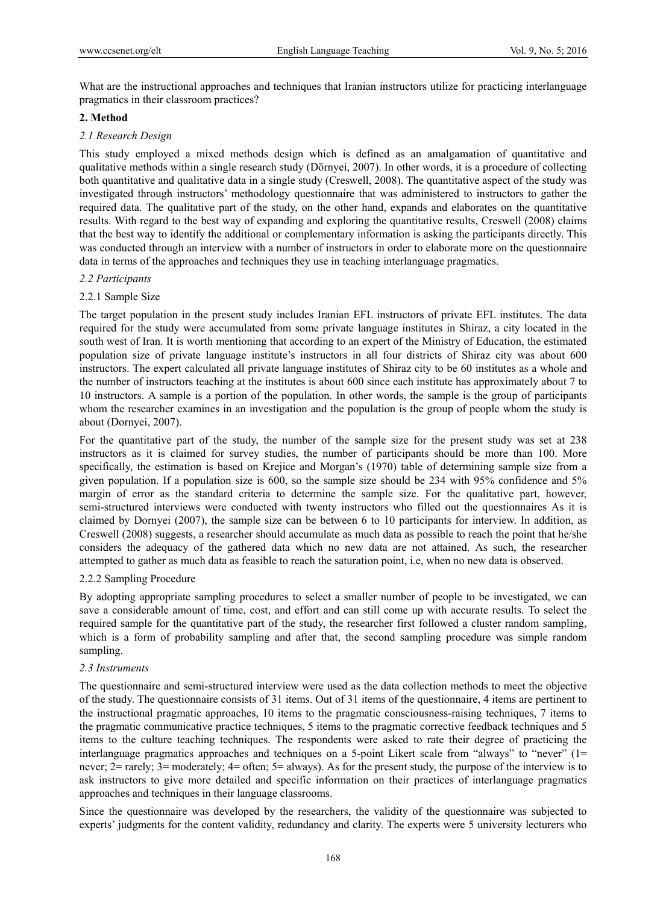What are the instructional approaches and techniques that Iranian instructors utilize for practicing interlanguage pragmatics in their classroom practices?

## 2. Method

### *2.1 Research Design*

This study employed a mixed methods design which is defined as an amalgamation of quantitative and qualitative methods within a single research study (Dörnyei, 2007). In other words, it is a procedure of collecting both quantitative and qualitative data in a single study (Creswell, 2008). The quantitative aspect of the study was investigated through instructors' methodology questionnaire that was administered to instructors to gather the required data. The qualitative part of the study, on the other hand, expands and elaborates on the quantitative results. With regard to the best way of expanding and exploring the quantitative results, Creswell (2008) claims that the best way to identify the additional or complementary information is asking the participants directly. This was conducted through an interview with a number of instructors in order to elaborate more on the questionnaire data in terms of the approaches and techniques they use in teaching interlanguage pragmatics.

### *2.2 Participants*

#### 2.2.1 Sample Size

The target population in the present study includes Iranian EFL instructors of private EFL institutes. The data required for the study were accumulated from some private language institutes in Shiraz, a city located in the south west of Iran. It is worth mentioning that according to an expert of the Ministry of Education, the estimated population size of private language institute's instructors in all four districts of Shiraz city was about 600 instructors. The expert calculated all private language institutes of Shiraz city to be 60 institutes as a whole and the number of instructors teaching at the institutes is about 600 since each institute has approximately about 7 to 10 instructors. A sample is a portion of the population. In other words, the sample is the group of participants whom the researcher examines in an investigation and the population is the group of people whom the study is about (Dornyei, 2007).

For the quantitative part of the study, the number of the sample size for the present study was set at 238 instructors as it is claimed for survey studies, the number of participants should be more than 100. More specifically, the estimation is based on Krejice and Morgan's (1970) table of determining sample size from a given population. If a population size is 600, so the sample size should be 234 with 95% confidence and 5% margin of error as the standard criteria to determine the sample size. For the qualitative part, however, semi-structured interviews were conducted with twenty instructors who filled out the questionnaires As it is claimed by Dornyei (2007), the sample size can be between 6 to 10 participants for interview. In addition, as Creswell (2008) suggests, a researcher should accumulate as much data as possible to reach the point that he/she considers the adequacy of the gathered data which no new data are not attained. As such, the researcher attempted to gather as much data as feasible to reach the saturation point, i.e, when no new data is observed.

#### 2.2.2 Sampling Procedure

By adopting appropriate sampling procedures to select a smaller number of people to be investigated, we can save a considerable amount of time, cost, and effort and can still come up with accurate results. To select the required sample for the quantitative part of the study, the researcher first followed a cluster random sampling, which is a form of probability sampling and after that, the second sampling procedure was simple random sampling.

### *2.3 Instruments*

The questionnaire and semi-structured interview were used as the data collection methods to meet the objective of the study. The questionnaire consists of 31 items. Out of 31 items of the questionnaire, 4 items are pertinent to the instructional pragmatic approaches, 10 items to the pragmatic consciousness-raising techniques, 7 items to the pragmatic communicative practice techniques, 5 items to the pragmatic corrective feedback techniques and 5 items to the culture teaching techniques. The respondents were asked to rate their degree of practicing the interlanguage pragmatics approaches and techniques on a 5-point Likert scale from "always" to "never" (1= never; 2= rarely; 3= moderately; 4= often; 5= always). As for the present study, the purpose of the interview is to ask instructors to give more detailed and specific information on their practices of interlanguage pragmatics approaches and techniques in their language classrooms.

Since the questionnaire was developed by the researchers, the validity of the questionnaire was subjected to experts' judgments for the content validity, redundancy and clarity. The experts were 5 university lecturers who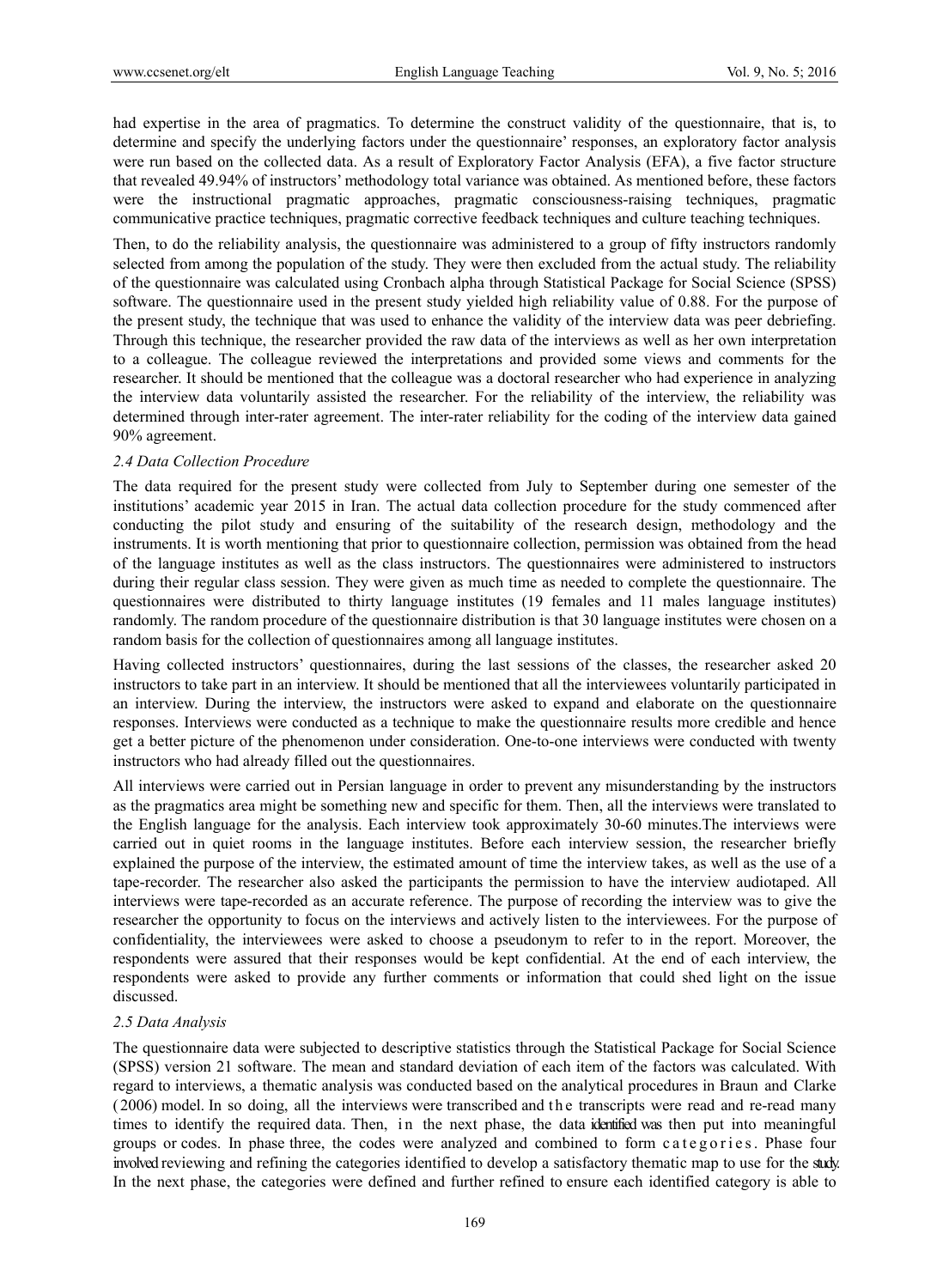had expertise in the area of pragmatics. To determine the construct validity of the questionnaire, that is, to determine and specify the underlying factors under the questionnaire' responses, an exploratory factor analysis were run based on the collected data. As a result of Exploratory Factor Analysis (EFA), a five factor structure that revealed 49.94% of instructors' methodology total variance was obtained. As mentioned before, these factors were the instructional pragmatic approaches, pragmatic consciousness-raising techniques, pragmatic communicative practice techniques, pragmatic corrective feedback techniques and culture teaching techniques.

Then, to do the reliability analysis, the questionnaire was administered to a group of fifty instructors randomly selected from among the population of the study. They were then excluded from the actual study. The reliability of the questionnaire was calculated using Cronbach alpha through Statistical Package for Social Science (SPSS) software. The questionnaire used in the present study yielded high reliability value of 0.88. For the purpose of the present study, the technique that was used to enhance the validity of the interview data was peer debriefing. Through this technique, the researcher provided the raw data of the interviews as well as her own interpretation to a colleague. The colleague reviewed the interpretations and provided some views and comments for the researcher. It should be mentioned that the colleague was a doctoral researcher who had experience in analyzing the interview data voluntarily assisted the researcher. For the reliability of the interview, the reliability was determined through inter-rater agreement. The inter-rater reliability for the coding of the interview data gained 90% agreement.

### *2.4 Data Collection Procedure*

The data required for the present study were collected from July to September during one semester of the institutions' academic year 2015 in Iran. The actual data collection procedure for the study commenced after conducting the pilot study and ensuring of the suitability of the research design, methodology and the instruments. It is worth mentioning that prior to questionnaire collection, permission was obtained from the head of the language institutes as well as the class instructors. The questionnaires were administered to instructors during their regular class session. They were given as much time as needed to complete the questionnaire. The questionnaires were distributed to thirty language institutes (19 females and 11 males language institutes) randomly. The random procedure of the questionnaire distribution is that 30 language institutes were chosen on a random basis for the collection of questionnaires among all language institutes.

Having collected instructors' questionnaires, during the last sessions of the classes, the researcher asked 20 instructors to take part in an interview. It should be mentioned that all the interviewees voluntarily participated in an interview. During the interview, the instructors were asked to expand and elaborate on the questionnaire responses. Interviews were conducted as a technique to make the questionnaire results more credible and hence get a better picture of the phenomenon under consideration. One-to-one interviews were conducted with twenty instructors who had already filled out the questionnaires.

All interviews were carried out in Persian language in order to prevent any misunderstanding by the instructors as the pragmatics area might be something new and specific for them. Then, all the interviews were translated to the English language for the analysis. Each interview took approximately 30-60 minutes.The interviews were carried out in quiet rooms in the language institutes. Before each interview session, the researcher briefly explained the purpose of the interview, the estimated amount of time the interview takes, as well as the use of a tape-recorder. The researcher also asked the participants the permission to have the interview audiotaped. All interviews were tape-recorded as an accurate reference. The purpose of recording the interview was to give the researcher the opportunity to focus on the interviews and actively listen to the interviewees. For the purpose of confidentiality, the interviewees were asked to choose a pseudonym to refer to in the report. Moreover, the respondents were assured that their responses would be kept confidential. At the end of each interview, the respondents were asked to provide any further comments or information that could shed light on the issue discussed.

### *2.5 Data Analysis*

The questionnaire data were subjected to descriptive statistics through the Statistical Package for Social Science (SPSS) version 21 software. The mean and standard deviation of each item of the factors was calculated. With regard to interviews, a thematic analysis was conducted based on the analytical procedures in Braun and Clarke (2006) model. In so doing, all the interviews were transcribed and the transcripts were read and re-read many times to identify the required data. Then, in the next phase, the data identified was then put into meaningful groups or codes. In phase three, the codes were analyzed and combined to form categories. Phase four involved reviewing and refining the categories identified to develop a satisfactory thematic map to use for the study. In the next phase, the categories were defined and further refined to ensure each identified category is able to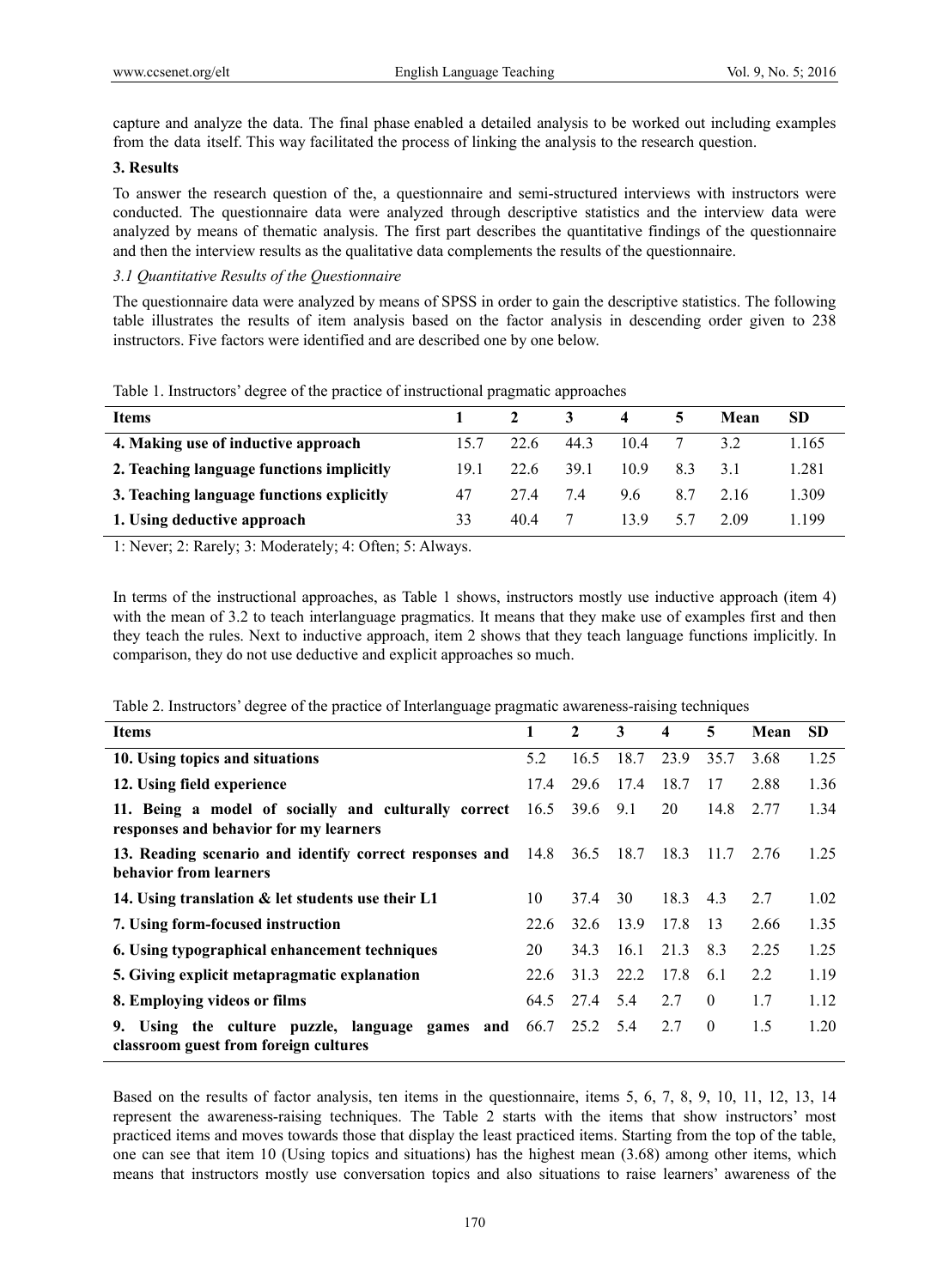capture and analyze the data. The final phase enabled a detailed analysis to be worked out including examples from the data itself. This way facilitated the process of linking the analysis to the research question.

## 3. Results

To answer the research question of the, a questionnaire and semi-structured interviews with instructors were conducted. The questionnaire data were analyzed through descriptive statistics and the interview data were analyzed by means of thematic analysis. The first part describes the quantitative findings of the questionnaire and then the interview results as the qualitative data complements the results of the questionnaire.

### *3.1 Quantitative Results of the Questionnaire*

The questionnaire data were analyzed by means of SPSS in order to gain the descriptive statistics. The following table illustrates the results of item analysis based on the factor analysis in descending order given to 238 instructors. Five factors were identified and are described one by one below.

Table 1. Instructors' degree of the practice of instructional pragmatic approaches

| Items | 1 | 2 | 3 | 4 | 5 | Mean | SD |
|---|---|---|---|---|---|---|---|
| **4. Making use of inductive approach** | 15.7 | 22.6 | 44.3 | 10.4 | 7 | 3.2 | 1.165 |
| **2. Teaching language functions implicitly** | 19.1 | 22.6 | 39.1 | 10.9 | 8.3 | 3.1 | 1.281 |
| **3. Teaching language functions explicitly** | 47 | 27.4 | 7.4 | 9.6 | 8.7 | 2.16 | 1.309 |
| **1. Using deductive approach** | 33 | 40.4 | 7 | 13.9 | 5.7 | 2.09 | 1.199 |

1: Never; 2: Rarely; 3: Moderately; 4: Often; 5: Always.

In terms of the instructional approaches, as Table 1 shows, instructors mostly use inductive approach (item 4) with the mean of 3.2 to teach interlanguage pragmatics. It means that they make use of examples first and then they teach the rules. Next to inductive approach, item 2 shows that they teach language functions implicitly. In comparison, they do not use deductive and explicit approaches so much.

Table 2. Instructors' degree of the practice of Interlanguage pragmatic awareness-raising techniques

| Items | 1 | 2 | 3 | 4 | 5 | Mean | SD |
|---|---|---|---|---|---|---|---|
| **10. Using topics and situations** | 5.2 | 16.5 | 18.7 | 23.9 | 35.7 | 3.68 | 1.25 |
| **12. Using field experience** | 17.4 | 29.6 | 17.4 | 18.7 | 17 | 2.88 | 1.36 |
| **11. Being a model of socially and culturally correct responses and behavior for my learners** | 16.5 | 39.6 | 9.1 | 20 | 14.8 | 2.77 | 1.34 |
| **13. Reading scenario and identify correct responses and behavior from learners** | 14.8 | 36.5 | 18.7 | 18.3 | 11.7 | 2.76 | 1.25 |
| **14. Using translation & let students use their L1** | 10 | 37.4 | 30 | 18.3 | 4.3 | 2.7 | 1.02 |
| **7. Using form-focused instruction** | 22.6 | 32.6 | 13.9 | 17.8 | 13 | 2.66 | 1.35 |
| **6. Using typographical enhancement techniques** | 20 | 34.3 | 16.1 | 21.3 | 8.3 | 2.25 | 1.25 |
| **5. Giving explicit metapragmatic explanation** | 22.6 | 31.3 | 22.2 | 17.8 | 6.1 | 2.2 | 1.19 |
| **8. Employing videos or films** | 64.5 | 27.4 | 5.4 | 2.7 | 0 | 1.7 | 1.12 |
| **9. Using the culture puzzle, language games and classroom guest from foreign cultures** | 66.7 | 25.2 | 5.4 | 2.7 | 0 | 1.5 | 1.20 |

Based on the results of factor analysis, ten items in the questionnaire, items 5, 6, 7, 8, 9, 10, 11, 12, 13, 14 represent the awareness-raising techniques. The Table 2 starts with the items that show instructors' most practiced items and moves towards those that display the least practiced items. Starting from the top of the table, one can see that item 10 (Using topics and situations) has the highest mean (3.68) among other items, which means that instructors mostly use conversation topics and also situations to raise learners' awareness of the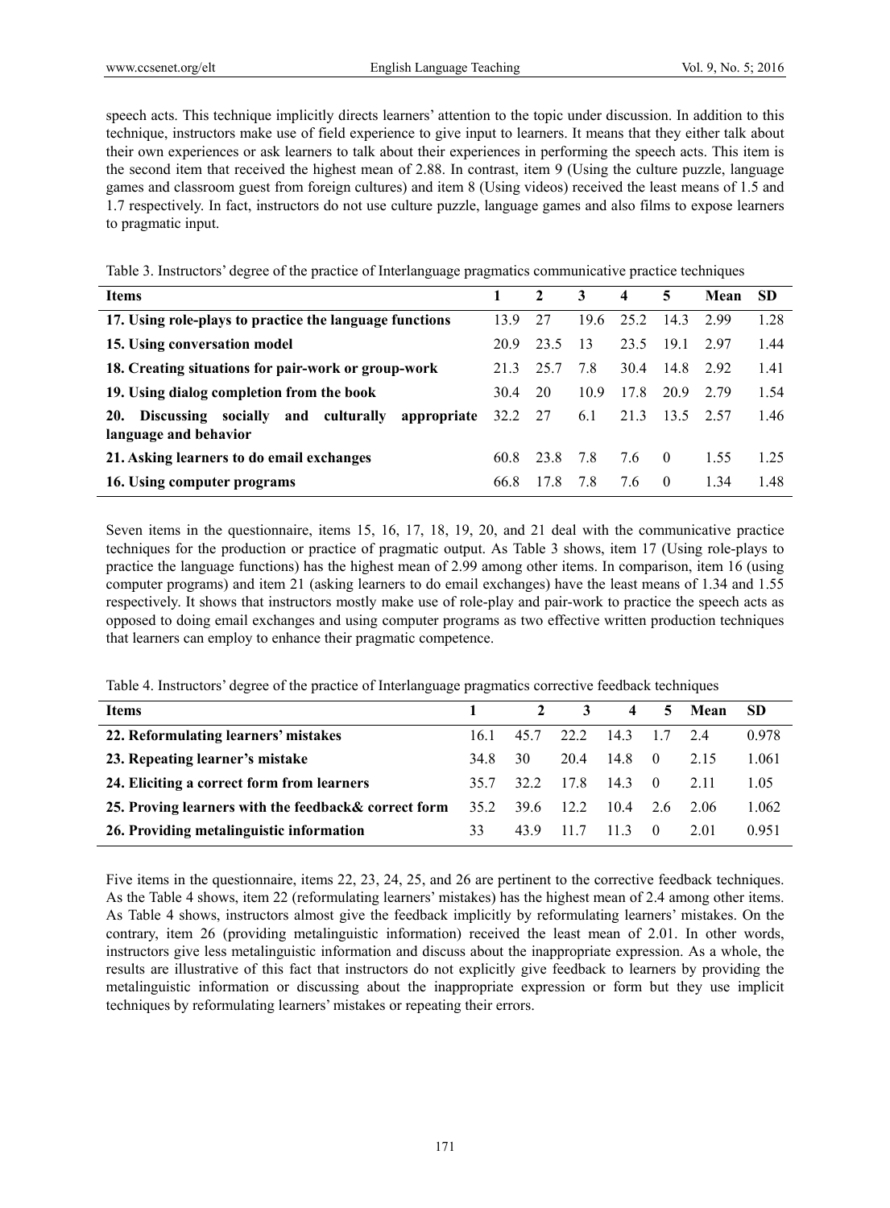speech acts. This technique implicitly directs learners' attention to the topic under discussion. In addition to this technique, instructors make use of field experience to give input to learners. It means that they either talk about their own experiences or ask learners to talk about their experiences in performing the speech acts. This item is the second item that received the highest mean of 2.88. In contrast, item 9 (Using the culture puzzle, language games and classroom guest from foreign cultures) and item 8 (Using videos) received the least means of 1.5 and 1.7 respectively. In fact, instructors do not use culture puzzle, language games and also films to expose learners to pragmatic input.

Table 3. Instructors' degree of the practice of Interlanguage pragmatics communicative practice techniques

| Items | 1 | 2 | 3 | 4 | 5 | Mean | SD |
|---|---|---|---|---|---|---|---|
| **17. Using role-plays to practice the language functions** | 13.9 | 27 | 19.6 | 25.2 | 14.3 | 2.99 | 1.28 |
| **15. Using conversation model** | 20.9 | 23.5 | 13 | 23.5 | 19.1 | 2.97 | 1.44 |
| **18. Creating situations for pair-work or group-work** | 21.3 | 25.7 | 7.8 | 30.4 | 14.8 | 2.92 | 1.41 |
| **19. Using dialog completion from the book** | 30.4 | 20 | 10.9 | 17.8 | 20.9 | 2.79 | 1.54 |
| **20. Discussing socially and culturally appropriate language and behavior** | 32.2 | 27 | 6.1 | 21.3 | 13.5 | 2.57 | 1.46 |
| **21. Asking learners to do email exchanges** | 60.8 | 23.8 | 7.8 | 7.6 | 0 | 1.55 | 1.25 |
| **16. Using computer programs** | 66.8 | 17.8 | 7.8 | 7.6 | 0 | 1.34 | 1.48 |

Seven items in the questionnaire, items 15, 16, 17, 18, 19, 20, and 21 deal with the communicative practice techniques for the production or practice of pragmatic output. As Table 3 shows, item 17 (Using role-plays to practice the language functions) has the highest mean of 2.99 among other items. In comparison, item 16 (using computer programs) and item 21 (asking learners to do email exchanges) have the least means of 1.34 and 1.55 respectively. It shows that instructors mostly make use of role-play and pair-work to practice the speech acts as opposed to doing email exchanges and using computer programs as two effective written production techniques that learners can employ to enhance their pragmatic competence.

Table 4. Instructors' degree of the practice of Interlanguage pragmatics corrective feedback techniques

| Items | 1 | 2 | 3 | 4 | 5 | Mean | SD |
|---|---|---|---|---|---|---|---|
| **22. Reformulating learners' mistakes** | 16.1 | 45.7 | 22.2 | 14.3 | 1.7 | 2.4 | 0.978 |
| **23. Repeating learner's mistake** | 34.8 | 30 | 20.4 | 14.8 | 0 | 2.15 | 1.061 |
| **24. Eliciting a correct form from learners** | 35.7 | 32.2 | 17.8 | 14.3 | 0 | 2.11 | 1.05 |
| **25. Proving learners with the feedback& correct form** | 35.2 | 39.6 | 12.2 | 10.4 | 2.6 | 2.06 | 1.062 |
| **26. Providing metalinguistic information** | 33 | 43.9 | 11.7 | 11.3 | 0 | 2.01 | 0.951 |

Five items in the questionnaire, items 22, 23, 24, 25, and 26 are pertinent to the corrective feedback techniques. As the Table 4 shows, item 22 (reformulating learners' mistakes) has the highest mean of 2.4 among other items. As Table 4 shows, instructors almost give the feedback implicitly by reformulating learners' mistakes. On the contrary, item 26 (providing metalinguistic information) received the least mean of 2.01. In other words, instructors give less metalinguistic information and discuss about the inappropriate expression. As a whole, the results are illustrative of this fact that instructors do not explicitly give feedback to learners by providing the metalinguistic information or discussing about the inappropriate expression or form but they use implicit techniques by reformulating learners' mistakes or repeating their errors.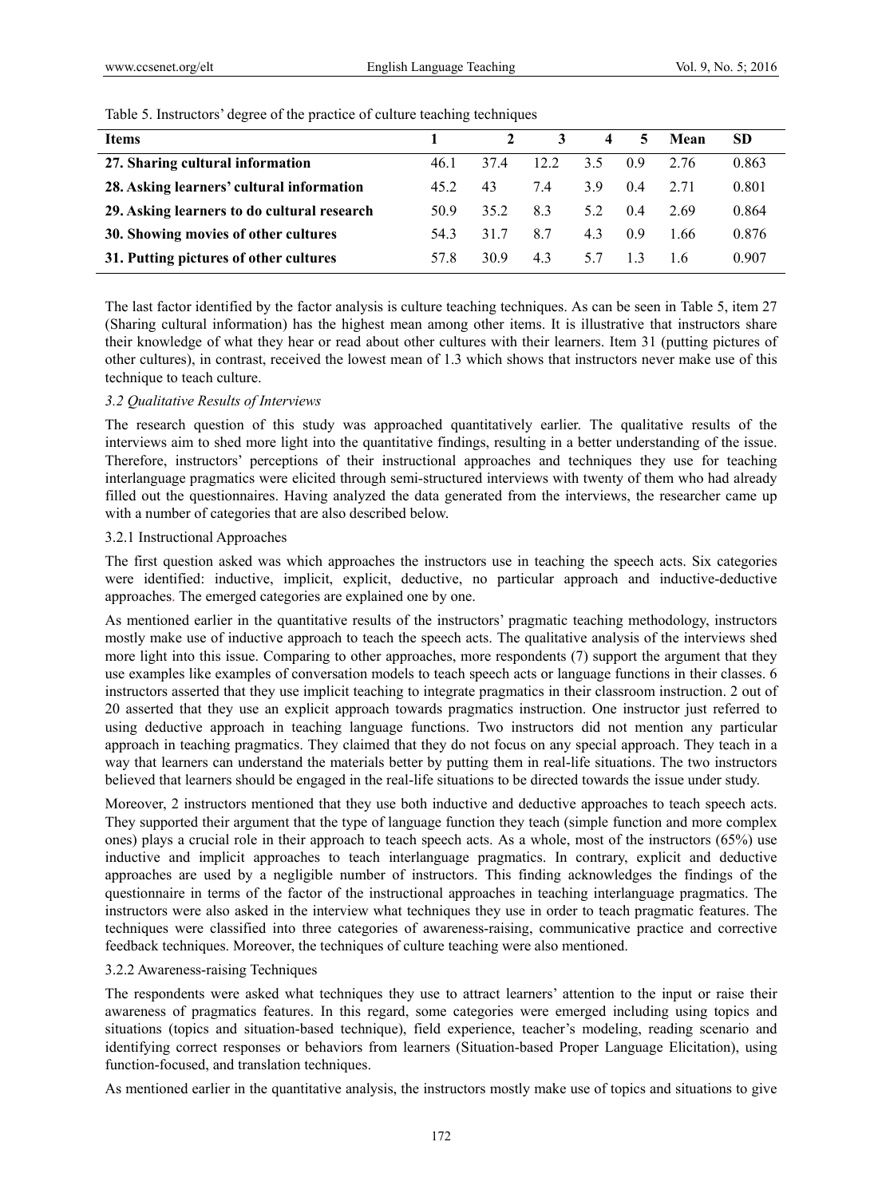Table 5. Instructors' degree of the practice of culture teaching techniques

| Items | 1 | 2 | 3 | 4 | 5 | Mean | SD |
|---|---|---|---|---|---|---|---|
| **27. Sharing cultural information** | 46.1 | 37.4 | 12.2 | 3.5 | 0.9 | 2.76 | 0.863 |
| **28. Asking learners' cultural information** | 45.2 | 43 | 7.4 | 3.9 | 0.4 | 2.71 | 0.801 |
| **29. Asking learners to do cultural research** | 50.9 | 35.2 | 8.3 | 5.2 | 0.4 | 2.69 | 0.864 |
| **30. Showing movies of other cultures** | 54.3 | 31.7 | 8.7 | 4.3 | 0.9 | 1.66 | 0.876 |
| **31. Putting pictures of other cultures** | 57.8 | 30.9 | 4.3 | 5.7 | 1.3 | 1.6 | 0.907 |

The last factor identified by the factor analysis is culture teaching techniques. As can be seen in Table 5, item 27 (Sharing cultural information) has the highest mean among other items. It is illustrative that instructors share their knowledge of what they hear or read about other cultures with their learners. Item 31 (putting pictures of other cultures), in contrast, received the lowest mean of 1.3 which shows that instructors never make use of this technique to teach culture.

### *3.2 Qualitative Results of Interviews*

The research question of this study was approached quantitatively earlier. The qualitative results of the interviews aim to shed more light into the quantitative findings, resulting in a better understanding of the issue. Therefore, instructors' perceptions of their instructional approaches and techniques they use for teaching interlanguage pragmatics were elicited through semi-structured interviews with twenty of them who had already filled out the questionnaires. Having analyzed the data generated from the interviews, the researcher came up with a number of categories that are also described below.

#### 3.2.1 Instructional Approaches

The first question asked was which approaches the instructors use in teaching the speech acts. Six categories were identified: inductive, implicit, explicit, deductive, no particular approach and inductive-deductive approaches. The emerged categories are explained one by one.

As mentioned earlier in the quantitative results of the instructors' pragmatic teaching methodology, instructors mostly make use of inductive approach to teach the speech acts. The qualitative analysis of the interviews shed more light into this issue. Comparing to other approaches, more respondents (7) support the argument that they use examples like examples of conversation models to teach speech acts or language functions in their classes. 6 instructors asserted that they use implicit teaching to integrate pragmatics in their classroom instruction. 2 out of 20 asserted that they use an explicit approach towards pragmatics instruction. One instructor just referred to using deductive approach in teaching language functions. Two instructors did not mention any particular approach in teaching pragmatics. They claimed that they do not focus on any special approach. They teach in a way that learners can understand the materials better by putting them in real-life situations. The two instructors believed that learners should be engaged in the real-life situations to be directed towards the issue under study.

Moreover, 2 instructors mentioned that they use both inductive and deductive approaches to teach speech acts. They supported their argument that the type of language function they teach (simple function and more complex ones) plays a crucial role in their approach to teach speech acts. As a whole, most of the instructors (65%) use inductive and implicit approaches to teach interlanguage pragmatics. In contrary, explicit and deductive approaches are used by a negligible number of instructors. This finding acknowledges the findings of the questionnaire in terms of the factor of the instructional approaches in teaching interlanguage pragmatics. The instructors were also asked in the interview what techniques they use in order to teach pragmatic features. The techniques were classified into three categories of awareness-raising, communicative practice and corrective feedback techniques. Moreover, the techniques of culture teaching were also mentioned.

#### 3.2.2 Awareness-raising Techniques

The respondents were asked what techniques they use to attract learners' attention to the input or raise their awareness of pragmatics features. In this regard, some categories were emerged including using topics and situations (topics and situation-based technique), field experience, teacher's modeling, reading scenario and identifying correct responses or behaviors from learners (Situation-based Proper Language Elicitation), using function-focused, and translation techniques.

As mentioned earlier in the quantitative analysis, the instructors mostly make use of topics and situations to give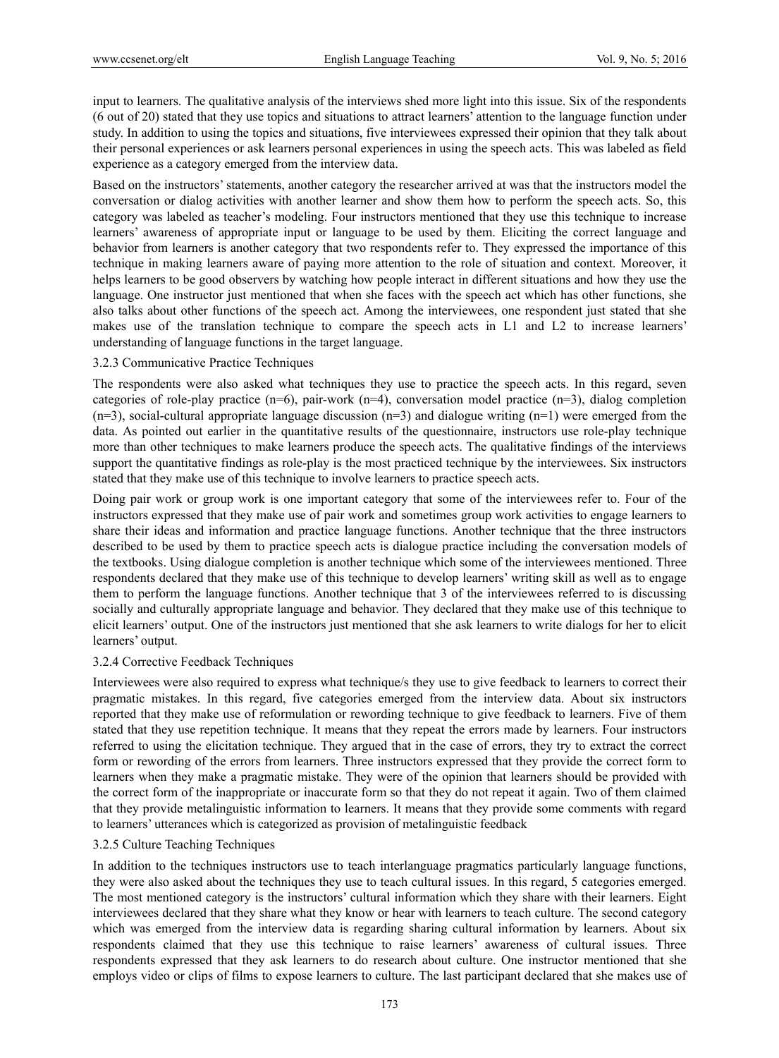input to learners. The qualitative analysis of the interviews shed more light into this issue. Six of the respondents (6 out of 20) stated that they use topics and situations to attract learners' attention to the language function under study. In addition to using the topics and situations, five interviewees expressed their opinion that they talk about their personal experiences or ask learners personal experiences in using the speech acts. This was labeled as field experience as a category emerged from the interview data.

Based on the instructors' statements, another category the researcher arrived at was that the instructors model the conversation or dialog activities with another learner and show them how to perform the speech acts. So, this category was labeled as teacher's modeling. Four instructors mentioned that they use this technique to increase learners' awareness of appropriate input or language to be used by them. Eliciting the correct language and behavior from learners is another category that two respondents refer to. They expressed the importance of this technique in making learners aware of paying more attention to the role of situation and context. Moreover, it helps learners to be good observers by watching how people interact in different situations and how they use the language. One instructor just mentioned that when she faces with the speech act which has other functions, she also talks about other functions of the speech act. Among the interviewees, one respondent just stated that she makes use of the translation technique to compare the speech acts in L1 and L2 to increase learners' understanding of language functions in the target language.

### 3.2.3 Communicative Practice Techniques

The respondents were also asked what techniques they use to practice the speech acts. In this regard, seven categories of role-play practice (n=6), pair-work (n=4), conversation model practice (n=3), dialog completion (n=3), social-cultural appropriate language discussion (n=3) and dialogue writing (n=1) were emerged from the data. As pointed out earlier in the quantitative results of the questionnaire, instructors use role-play technique more than other techniques to make learners produce the speech acts. The qualitative findings of the interviews support the quantitative findings as role-play is the most practiced technique by the interviewees. Six instructors stated that they make use of this technique to involve learners to practice speech acts.

Doing pair work or group work is one important category that some of the interviewees refer to. Four of the instructors expressed that they make use of pair work and sometimes group work activities to engage learners to share their ideas and information and practice language functions. Another technique that the three instructors described to be used by them to practice speech acts is dialogue practice including the conversation models of the textbooks. Using dialogue completion is another technique which some of the interviewees mentioned. Three respondents declared that they make use of this technique to develop learners' writing skill as well as to engage them to perform the language functions. Another technique that 3 of the interviewees referred to is discussing socially and culturally appropriate language and behavior. They declared that they make use of this technique to elicit learners' output. One of the instructors just mentioned that she ask learners to write dialogs for her to elicit learners' output.

### 3.2.4 Corrective Feedback Techniques

Interviewees were also required to express what technique/s they use to give feedback to learners to correct their pragmatic mistakes. In this regard, five categories emerged from the interview data. About six instructors reported that they make use of reformulation or rewording technique to give feedback to learners. Five of them stated that they use repetition technique. It means that they repeat the errors made by learners. Four instructors referred to using the elicitation technique. They argued that in the case of errors, they try to extract the correct form or rewording of the errors from learners. Three instructors expressed that they provide the correct form to learners when they make a pragmatic mistake. They were of the opinion that learners should be provided with the correct form of the inappropriate or inaccurate form so that they do not repeat it again. Two of them claimed that they provide metalinguistic information to learners. It means that they provide some comments with regard to learners' utterances which is categorized as provision of metalinguistic feedback

### 3.2.5 Culture Teaching Techniques

In addition to the techniques instructors use to teach interlanguage pragmatics particularly language functions, they were also asked about the techniques they use to teach cultural issues. In this regard, 5 categories emerged. The most mentioned category is the instructors' cultural information which they share with their learners. Eight interviewees declared that they share what they know or hear with learners to teach culture. The second category which was emerged from the interview data is regarding sharing cultural information by learners. About six respondents claimed that they use this technique to raise learners' awareness of cultural issues. Three respondents expressed that they ask learners to do research about culture. One instructor mentioned that she employs video or clips of films to expose learners to culture. The last participant declared that she makes use of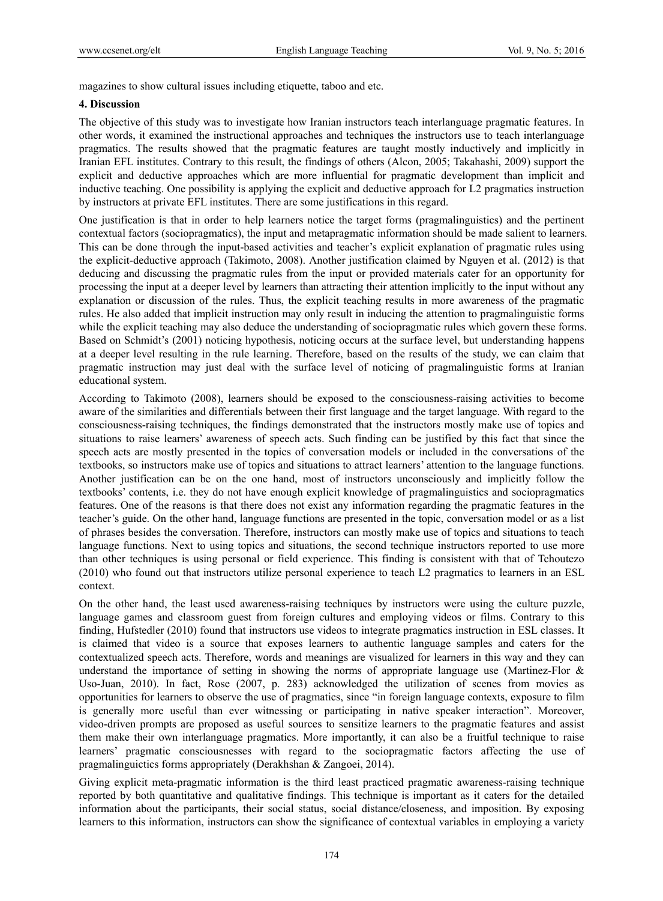magazines to show cultural issues including etiquette, taboo and etc.

## 4. Discussion

The objective of this study was to investigate how Iranian instructors teach interlanguage pragmatic features. In other words, it examined the instructional approaches and techniques the instructors use to teach interlanguage pragmatics. The results showed that the pragmatic features are taught mostly inductively and implicitly in Iranian EFL institutes. Contrary to this result, the findings of others (Alcon, 2005; Takahashi, 2009) support the explicit and deductive approaches which are more influential for pragmatic development than implicit and inductive teaching. One possibility is applying the explicit and deductive approach for L2 pragmatics instruction by instructors at private EFL institutes. There are some justifications in this regard.

One justification is that in order to help learners notice the target forms (pragmalinguistics) and the pertinent contextual factors (sociopragmatics), the input and metapragmatic information should be made salient to learners. This can be done through the input-based activities and teacher's explicit explanation of pragmatic rules using the explicit-deductive approach (Takimoto, 2008). Another justification claimed by Nguyen et al. (2012) is that deducing and discussing the pragmatic rules from the input or provided materials cater for an opportunity for processing the input at a deeper level by learners than attracting their attention implicitly to the input without any explanation or discussion of the rules. Thus, the explicit teaching results in more awareness of the pragmatic rules. He also added that implicit instruction may only result in inducing the attention to pragmalinguistic forms while the explicit teaching may also deduce the understanding of sociopragmatic rules which govern these forms. Based on Schmidt's (2001) noticing hypothesis, noticing occurs at the surface level, but understanding happens at a deeper level resulting in the rule learning. Therefore, based on the results of the study, we can claim that pragmatic instruction may just deal with the surface level of noticing of pragmalinguistic forms at Iranian educational system.

According to Takimoto (2008), learners should be exposed to the consciousness-raising activities to become aware of the similarities and differentials between their first language and the target language. With regard to the consciousness-raising techniques, the findings demonstrated that the instructors mostly make use of topics and situations to raise learners' awareness of speech acts. Such finding can be justified by this fact that since the speech acts are mostly presented in the topics of conversation models or included in the conversations of the textbooks, so instructors make use of topics and situations to attract learners' attention to the language functions. Another justification can be on the one hand, most of instructors unconsciously and implicitly follow the textbooks' contents, i.e. they do not have enough explicit knowledge of pragmalinguistics and sociopragmatics features. One of the reasons is that there does not exist any information regarding the pragmatic features in the teacher's guide. On the other hand, language functions are presented in the topic, conversation model or as a list of phrases besides the conversation. Therefore, instructors can mostly make use of topics and situations to teach language functions. Next to using topics and situations, the second technique instructors reported to use more than other techniques is using personal or field experience. This finding is consistent with that of Tchoutezo (2010) who found out that instructors utilize personal experience to teach L2 pragmatics to learners in an ESL context.

On the other hand, the least used awareness-raising techniques by instructors were using the culture puzzle, language games and classroom guest from foreign cultures and employing videos or films. Contrary to this finding, Hufstedler (2010) found that instructors use videos to integrate pragmatics instruction in ESL classes. It is claimed that video is a source that exposes learners to authentic language samples and caters for the contextualized speech acts. Therefore, words and meanings are visualized for learners in this way and they can understand the importance of setting in showing the norms of appropriate language use (Martinez-Flor & Uso-Juan, 2010). In fact, Rose (2007, p. 283) acknowledged the utilization of scenes from movies as opportunities for learners to observe the use of pragmatics, since "in foreign language contexts, exposure to film is generally more useful than ever witnessing or participating in native speaker interaction". Moreover, video-driven prompts are proposed as useful sources to sensitize learners to the pragmatic features and assist them make their own interlanguage pragmatics. More importantly, it can also be a fruitful technique to raise learners' pragmatic consciousnesses with regard to the sociopragmatic factors affecting the use of pragmalinguictics forms appropriately (Derakhshan & Zangoei, 2014).

Giving explicit meta-pragmatic information is the third least practiced pragmatic awareness-raising technique reported by both quantitative and qualitative findings. This technique is important as it caters for the detailed information about the participants, their social status, social distance/closeness, and imposition. By exposing learners to this information, instructors can show the significance of contextual variables in employing a variety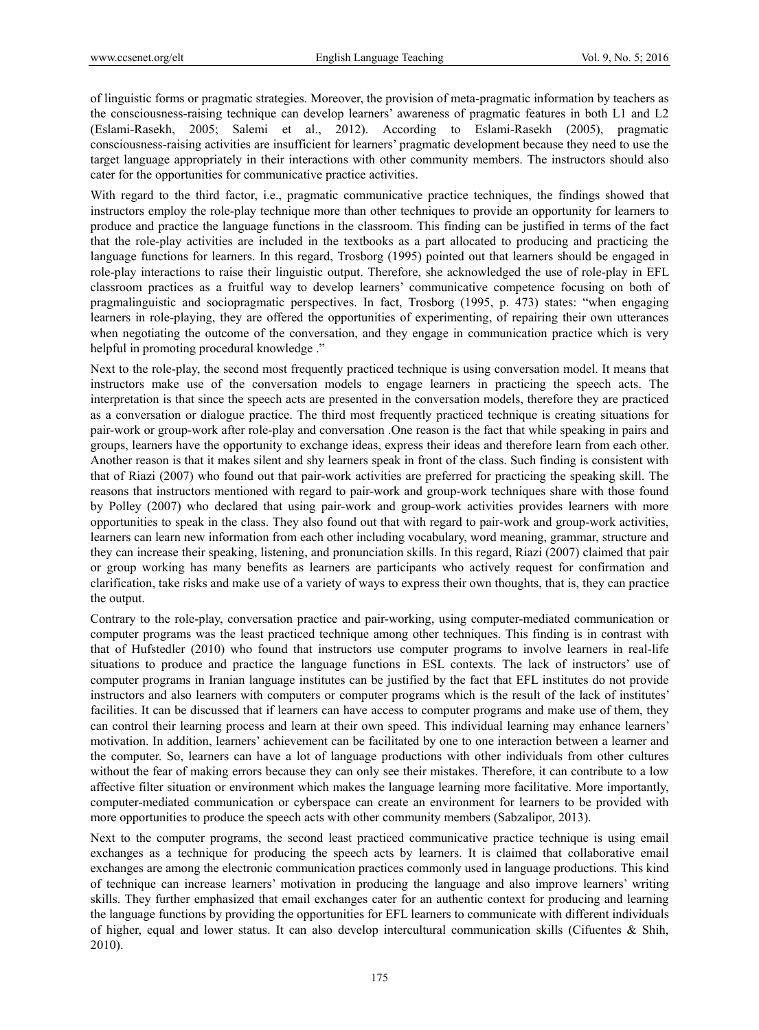of linguistic forms or pragmatic strategies. Moreover, the provision of meta-pragmatic information by teachers as the consciousness-raising technique can develop learners' awareness of pragmatic features in both L1 and L2 (Eslami-Rasekh, 2005; Salemi et al., 2012). According to Eslami-Rasekh (2005), pragmatic consciousness-raising activities are insufficient for learners' pragmatic development because they need to use the target language appropriately in their interactions with other community members. The instructors should also cater for the opportunities for communicative practice activities.

With regard to the third factor, i.e., pragmatic communicative practice techniques, the findings showed that instructors employ the role-play technique more than other techniques to provide an opportunity for learners to produce and practice the language functions in the classroom. This finding can be justified in terms of the fact that the role-play activities are included in the textbooks as a part allocated to producing and practicing the language functions for learners. In this regard, Trosborg (1995) pointed out that learners should be engaged in role-play interactions to raise their linguistic output. Therefore, she acknowledged the use of role-play in EFL classroom practices as a fruitful way to develop learners' communicative competence focusing on both of pragmalinguistic and sociopragmatic perspectives. In fact, Trosborg (1995, p. 473) states: "when engaging learners in role-playing, they are offered the opportunities of experimenting, of repairing their own utterances when negotiating the outcome of the conversation, and they engage in communication practice which is very helpful in promoting procedural knowledge ."

Next to the role-play, the second most frequently practiced technique is using conversation model. It means that instructors make use of the conversation models to engage learners in practicing the speech acts. The interpretation is that since the speech acts are presented in the conversation models, therefore they are practiced as a conversation or dialogue practice. The third most frequently practiced technique is creating situations for pair-work or group-work after role-play and conversation .One reason is the fact that while speaking in pairs and groups, learners have the opportunity to exchange ideas, express their ideas and therefore learn from each other. Another reason is that it makes silent and shy learners speak in front of the class. Such finding is consistent with that of Riazi (2007) who found out that pair-work activities are preferred for practicing the speaking skill. The reasons that instructors mentioned with regard to pair-work and group-work techniques share with those found by Polley (2007) who declared that using pair-work and group-work activities provides learners with more opportunities to speak in the class. They also found out that with regard to pair-work and group-work activities, learners can learn new information from each other including vocabulary, word meaning, grammar, structure and they can increase their speaking, listening, and pronunciation skills. In this regard, Riazi (2007) claimed that pair or group working has many benefits as learners are participants who actively request for confirmation and clarification, take risks and make use of a variety of ways to express their own thoughts, that is, they can practice the output.

Contrary to the role-play, conversation practice and pair-working, using computer-mediated communication or computer programs was the least practiced technique among other techniques. This finding is in contrast with that of Hufstedler (2010) who found that instructors use computer programs to involve learners in real-life situations to produce and practice the language functions in ESL contexts. The lack of instructors' use of computer programs in Iranian language institutes can be justified by the fact that EFL institutes do not provide instructors and also learners with computers or computer programs which is the result of the lack of institutes' facilities. It can be discussed that if learners can have access to computer programs and make use of them, they can control their learning process and learn at their own speed. This individual learning may enhance learners' motivation. In addition, learners' achievement can be facilitated by one to one interaction between a learner and the computer. So, learners can have a lot of language productions with other individuals from other cultures without the fear of making errors because they can only see their mistakes. Therefore, it can contribute to a low affective filter situation or environment which makes the language learning more facilitative. More importantly, computer-mediated communication or cyberspace can create an environment for learners to be provided with more opportunities to produce the speech acts with other community members (Sabzalipor, 2013).

Next to the computer programs, the second least practiced communicative practice technique is using email exchanges as a technique for producing the speech acts by learners. It is claimed that collaborative email exchanges are among the electronic communication practices commonly used in language productions. This kind of technique can increase learners' motivation in producing the language and also improve learners' writing skills. They further emphasized that email exchanges cater for an authentic context for producing and learning the language functions by providing the opportunities for EFL learners to communicate with different individuals of higher, equal and lower status. It can also develop intercultural communication skills (Cifuentes & Shih, 2010).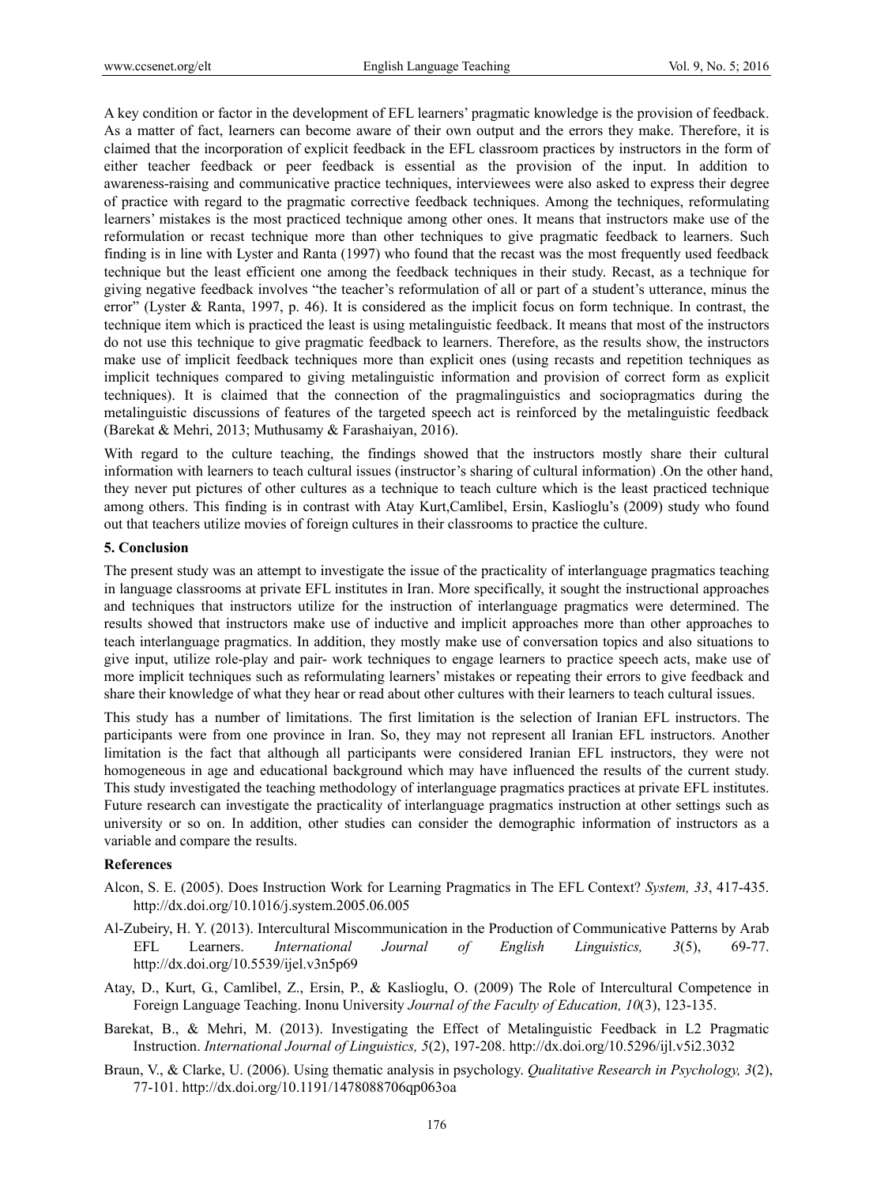A key condition or factor in the development of EFL learners' pragmatic knowledge is the provision of feedback. As a matter of fact, learners can become aware of their own output and the errors they make. Therefore, it is claimed that the incorporation of explicit feedback in the EFL classroom practices by instructors in the form of either teacher feedback or peer feedback is essential as the provision of the input. In addition to awareness-raising and communicative practice techniques, interviewees were also asked to express their degree of practice with regard to the pragmatic corrective feedback techniques. Among the techniques, reformulating learners' mistakes is the most practiced technique among other ones. It means that instructors make use of the reformulation or recast technique more than other techniques to give pragmatic feedback to learners. Such finding is in line with Lyster and Ranta (1997) who found that the recast was the most frequently used feedback technique but the least efficient one among the feedback techniques in their study. Recast, as a technique for giving negative feedback involves "the teacher's reformulation of all or part of a student's utterance, minus the error" (Lyster & Ranta, 1997, p. 46). It is considered as the implicit focus on form technique. In contrast, the technique item which is practiced the least is using metalinguistic feedback. It means that most of the instructors do not use this technique to give pragmatic feedback to learners. Therefore, as the results show, the instructors make use of implicit feedback techniques more than explicit ones (using recasts and repetition techniques as implicit techniques compared to giving metalinguistic information and provision of correct form as explicit techniques). It is claimed that the connection of the pragmalinguistics and sociopragmatics during the metalinguistic discussions of features of the targeted speech act is reinforced by the metalinguistic feedback (Barekat & Mehri, 2013; Muthusamy & Farashaiyan, 2016).

With regard to the culture teaching, the findings showed that the instructors mostly share their cultural information with learners to teach cultural issues (instructor's sharing of cultural information) .On the other hand, they never put pictures of other cultures as a technique to teach culture which is the least practiced technique among others. This finding is in contrast with Atay Kurt,Camlibel, Ersin, Kaslioglu's (2009) study who found out that teachers utilize movies of foreign cultures in their classrooms to practice the culture.

## 5. Conclusion

The present study was an attempt to investigate the issue of the practicality of interlanguage pragmatics teaching in language classrooms at private EFL institutes in Iran. More specifically, it sought the instructional approaches and techniques that instructors utilize for the instruction of interlanguage pragmatics were determined. The results showed that instructors make use of inductive and implicit approaches more than other approaches to teach interlanguage pragmatics. In addition, they mostly make use of conversation topics and also situations to give input, utilize role-play and pair- work techniques to engage learners to practice speech acts, make use of more implicit techniques such as reformulating learners' mistakes or repeating their errors to give feedback and share their knowledge of what they hear or read about other cultures with their learners to teach cultural issues.

This study has a number of limitations. The first limitation is the selection of Iranian EFL instructors. The participants were from one province in Iran. So, they may not represent all Iranian EFL instructors. Another limitation is the fact that although all participants were considered Iranian EFL instructors, they were not homogeneous in age and educational background which may have influenced the results of the current study. This study investigated the teaching methodology of interlanguage pragmatics practices at private EFL institutes. Future research can investigate the practicality of interlanguage pragmatics instruction at other settings such as university or so on. In addition, other studies can consider the demographic information of instructors as a variable and compare the results.

## References

Alcon, S. E. (2005). Does Instruction Work for Learning Pragmatics in The EFL Context? *System, 33*, 417-435. http://dx.doi.org/10.1016/j.system.2005.06.005

Al-Zubeiry, H. Y. (2013). Intercultural Miscommunication in the Production of Communicative Patterns by Arab EFL Learners. *International Journal of English Linguistics, 3*(5), 69-77. http://dx.doi.org/10.5539/ijel.v3n5p69

Atay, D., Kurt, G., Camlibel, Z., Ersin, P., & Kaslioglu, O. (2009) The Role of Intercultural Competence in Foreign Language Teaching. Inonu University *Journal of the Faculty of Education, 10*(3), 123-135.

Barekat, B., & Mehri, M. (2013). Investigating the Effect of Metalinguistic Feedback in L2 Pragmatic Instruction. *International Journal of Linguistics, 5*(2), 197-208. http://dx.doi.org/10.5296/ijl.v5i2.3032

Braun, V., & Clarke, U. (2006). Using thematic analysis in psychology. *Qualitative Research in Psychology, 3*(2), 77-101. http://dx.doi.org/10.1191/1478088706qp063oa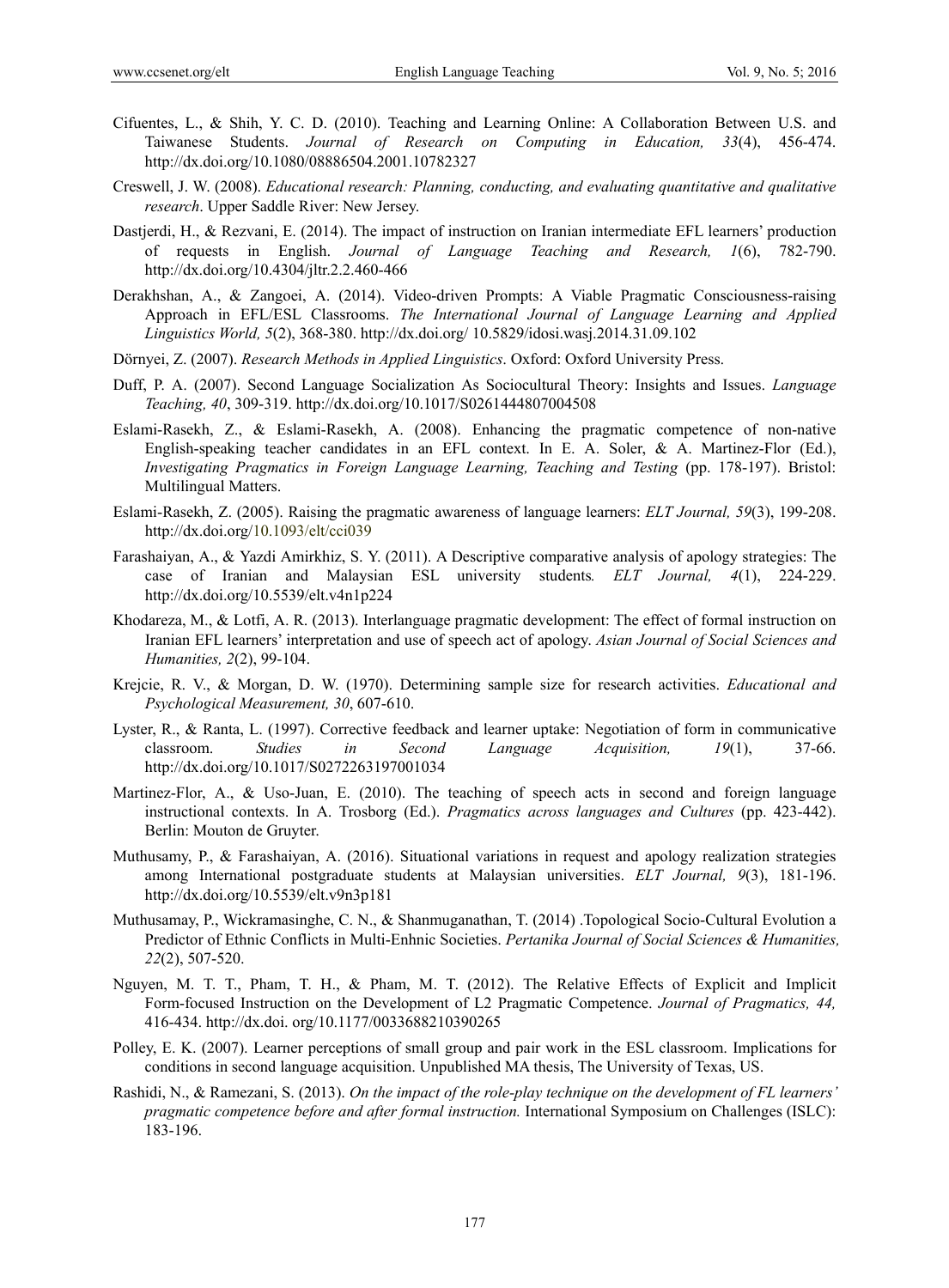Cifuentes, L., & Shih, Y. C. D. (2010). Teaching and Learning Online: A Collaboration Between U.S. and Taiwanese Students. *Journal of Research on Computing in Education, 33*(4), 456-474. http://dx.doi.org/10.1080/08886504.2001.10782327

Creswell, J. W. (2008). *Educational research: Planning, conducting, and evaluating quantitative and qualitative research*. Upper Saddle River: New Jersey.

Dastjerdi, H., & Rezvani, E. (2014). The impact of instruction on Iranian intermediate EFL learners' production of requests in English. *Journal of Language Teaching and Research, 1*(6), 782-790. http://dx.doi.org/10.4304/jltr.2.2.460-466

Derakhshan, A., & Zangoei, A. (2014). Video-driven Prompts: A Viable Pragmatic Consciousness-raising Approach in EFL/ESL Classrooms. *The International Journal of Language Learning and Applied Linguistics World, 5*(2), 368-380. http://dx.doi.org/ 10.5829/idosi.wasj.2014.31.09.102

Dörnyei, Z. (2007). *Research Methods in Applied Linguistics*. Oxford: Oxford University Press.

Duff, P. A. (2007). Second Language Socialization As Sociocultural Theory: Insights and Issues. *Language Teaching, 40*, 309-319. http://dx.doi.org/10.1017/S0261444807004508

Eslami-Rasekh, Z., & Eslami-Rasekh, A. (2008). Enhancing the pragmatic competence of non-native English-speaking teacher candidates in an EFL context. In E. A. Soler, & A. Martinez-Flor (Ed.), *Investigating Pragmatics in Foreign Language Learning, Teaching and Testing* (pp. 178-197). Bristol: Multilingual Matters.

Eslami-Rasekh, Z. (2005). Raising the pragmatic awareness of language learners: *ELT Journal, 59*(3), 199-208. http://dx.doi.org/10.1093/elt/cci039

Farashaiyan, A., & Yazdi Amirkhiz, S. Y. (2011). A Descriptive comparative analysis of apology strategies: The case of Iranian and Malaysian ESL university students*. ELT Journal, 4*(1), 224-229. http://dx.doi.org/10.5539/elt.v4n1p224

Khodareza, M., & Lotfi, A. R. (2013). Interlanguage pragmatic development: The effect of formal instruction on Iranian EFL learners' interpretation and use of speech act of apology. *Asian Journal of Social Sciences and Humanities, 2*(2), 99-104.

Krejcie, R. V., & Morgan, D. W. (1970). Determining sample size for research activities. *Educational and Psychological Measurement, 30*, 607-610.

Lyster, R., & Ranta, L. (1997). Corrective feedback and learner uptake: Negotiation of form in communicative classroom. *Studies in Second Language Acquisition, 19*(1), 37-66. http://dx.doi.org/10.1017/S0272263197001034

Martinez-Flor, A., & Uso-Juan, E. (2010). The teaching of speech acts in second and foreign language instructional contexts. In A. Trosborg (Ed.). *Pragmatics across languages and Cultures* (pp. 423-442). Berlin: Mouton de Gruyter.

Muthusamy, P., & Farashaiyan, A. (2016). Situational variations in request and apology realization strategies among International postgraduate students at Malaysian universities. *ELT Journal, 9*(3), 181-196. http://dx.doi.org/10.5539/elt.v9n3p181

Muthusamay, P., Wickramasinghe, C. N., & Shanmuganathan, T. (2014) .Topological Socio-Cultural Evolution a Predictor of Ethnic Conflicts in Multi-Enhnic Societies. *Pertanika Journal of Social Sciences & Humanities, 22*(2), 507-520.

Nguyen, M. T. T., Pham, T. H., & Pham, M. T. (2012). The Relative Effects of Explicit and Implicit Form-focused Instruction on the Development of L2 Pragmatic Competence. *Journal of Pragmatics, 44,* 416-434. http://dx.doi. org/10.1177/0033688210390265

Polley, E. K. (2007). Learner perceptions of small group and pair work in the ESL classroom. Implications for conditions in second language acquisition. Unpublished MA thesis, The University of Texas, US.

Rashidi, N., & Ramezani, S. (2013). *On the impact of the role-play technique on the development of FL learners' pragmatic competence before and after formal instruction.* International Symposium on Challenges (ISLC): 183-196.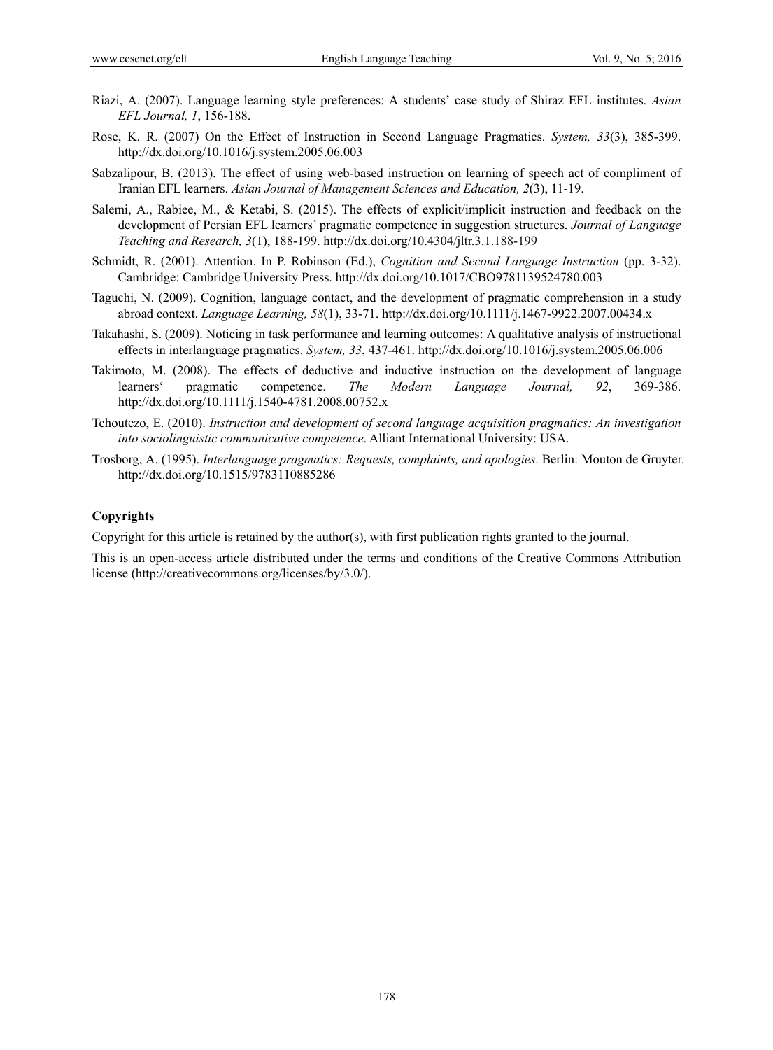Riazi, A. (2007). Language learning style preferences: A students' case study of Shiraz EFL institutes. *Asian EFL Journal, 1*, 156-188.

Rose, K. R. (2007) On the Effect of Instruction in Second Language Pragmatics. *System, 33*(3), 385-399. http://dx.doi.org/10.1016/j.system.2005.06.003

Sabzalipour, B. (2013). The effect of using web-based instruction on learning of speech act of compliment of Iranian EFL learners. *Asian Journal of Management Sciences and Education, 2*(3), 11-19.

Salemi, A., Rabiee, M., & Ketabi, S. (2015). The effects of explicit/implicit instruction and feedback on the development of Persian EFL learners' pragmatic competence in suggestion structures. *Journal of Language Teaching and Research, 3*(1), 188-199. http://dx.doi.org/10.4304/jltr.3.1.188-199

Schmidt, R. (2001). Attention. In P. Robinson (Ed.), *Cognition and Second Language Instruction* (pp. 3-32). Cambridge: Cambridge University Press. http://dx.doi.org/10.1017/CBO9781139524780.003

Taguchi, N. (2009). Cognition, language contact, and the development of pragmatic comprehension in a study abroad context. *Language Learning, 58*(1), 33-71. http://dx.doi.org/10.1111/j.1467-9922.2007.00434.x

Takahashi, S. (2009). Noticing in task performance and learning outcomes: A qualitative analysis of instructional effects in interlanguage pragmatics. *System, 33*, 437-461. http://dx.doi.org/10.1016/j.system.2005.06.006

Takimoto, M. (2008). The effects of deductive and inductive instruction on the development of language learners' pragmatic competence. *The Modern Language Journal, 92*, 369-386. http://dx.doi.org/10.1111/j.1540-4781.2008.00752.x

Tchoutezo, E. (2010). *Instruction and development of second language acquisition pragmatics: An investigation into sociolinguistic communicative competence*. Alliant International University: USA.

Trosborg, A. (1995). *Interlanguage pragmatics: Requests, complaints, and apologies*. Berlin: Mouton de Gruyter. http://dx.doi.org/10.1515/9783110885286

**Copyrights**

Copyright for this article is retained by the author(s), with first publication rights granted to the journal.

This is an open-access article distributed under the terms and conditions of the Creative Commons Attribution license (http://creativecommons.org/licenses/by/3.0/).